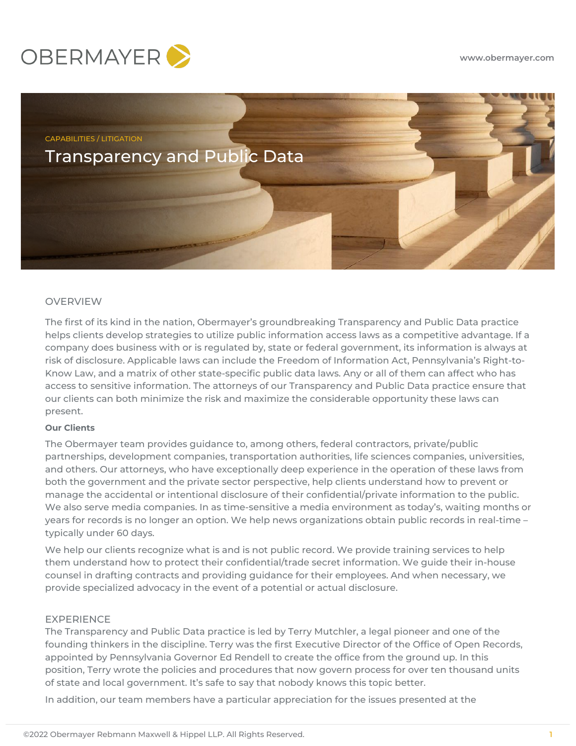OBERMAYER

www.obermayer.com

CAPABILITIES / LITIGATION

# Transparency and Public Data

## OVERVIEW

The first of its kind in the nation, Obermayer's groundbreaking Transparency and Public Data practice helps clients develop strategies to utilize public information access laws as a competitive advantage. If a company does business with or is regulated by, state or federal government, its information is always at risk of disclosure. Applicable laws can include the Freedom of Information Act, Pennsylvania's Right-to-Know Law, and a matrix of other state-specific public data laws. Any or all of them can affect who has access to sensitive information. The attorneys of our Transparency and Public Data practice ensure that our clients can both minimize the risk and maximize the considerable opportunity these laws can present.

**Our Clients**

The Obermayer team provides guidance to, among others, federal contractors, private/public partnerships, development companies, transportation authorities, life sciences companies, universities, and others. Our attorneys, who have exceptionally deep experience in the operation of these laws from both the government and the private sector perspective, help clients understand how to prevent or manage the accidental or intentional disclosure of their confidential/private information to the public. We also serve media companies. In as time-sensitive a media environment as today's, waiting months or years for records is no longer an option. We help news organizations obtain public records in real-time – typically under 60 days.

We help our clients recognize what is and is not public record. We provide training services to help them understand how to protect their confidential/trade secret information. We guide their in-house counsel in drafting contracts and providing guidance for their employees. And when necessary, we provide specialized advocacy in the event of a potential or actual disclosure.

## EXPERIENCE

The Transparency and Public Data practice is led by Terry Mutchler, a legal pioneer and one of the founding thinkers in the discipline. Terry was the first Executive Director of the Office of Open Records, appointed by Pennsylvania Governor Ed Rendell to create the office from the ground up. In this position, Terry wrote the policies and procedures that now govern process for over ten thousand units of state and local government. It's safe to say that nobody knows this topic better.

In addition, our team members have a particular appreciation for the issues presented at the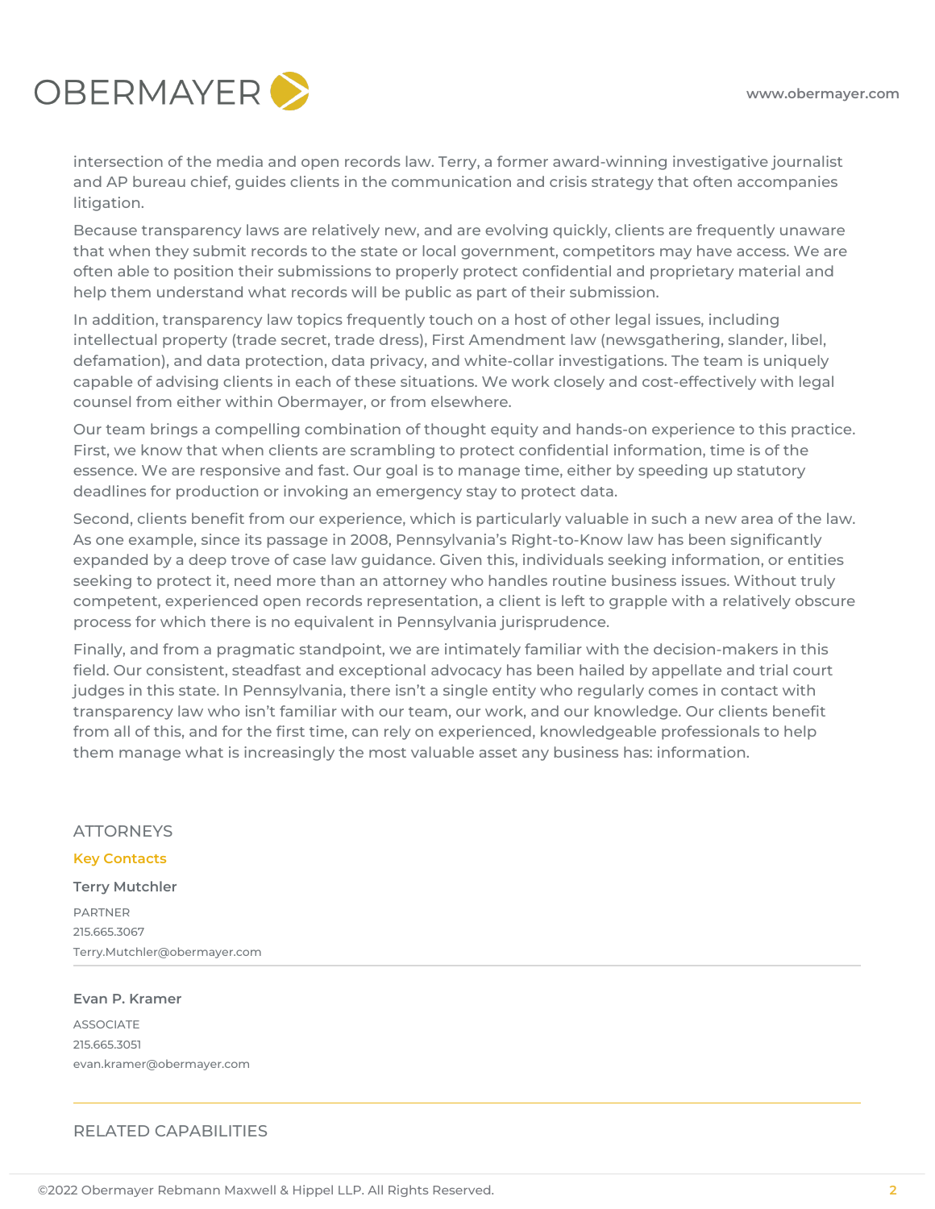intersection of the media and open records law. Terry, a former award-winning investigative journalist and AP bureau chief, guides clients in the communication and crisis strategy that often accompanies litigation.

Because transparency laws are relatively new, and are evolving quickly, clients are frequently unaware that when they submit records to the state or local government, competitors may have access. We are often able to position their submissions to properly protect confidential and proprietary material and help them understand what records will be public as part of their submission.

In addition, transparency law topics frequently touch on a host of other legal issues, including intellectual property (trade secret, trade dress), First Amendment law (newsgathering, slander, libel, defamation), and data protection, data privacy, and white-collar investigations. The team is uniquely capable of advising clients in each of these situations. We work closely and cost-effectively with legal counsel from either within Obermayer, or from elsewhere.

Our team brings a compelling combination of thought equity and hands-on experience to this practice. First, we know that when clients are scrambling to protect confidential information, time is of the essence. We are responsive and fast. Our goal is to manage time, either by speeding up statutory deadlines for production or invoking an emergency stay to protect data.

Second, clients benefit from our experience, which is particularly valuable in such a new area of the law. As one example, since its passage in 2008, Pennsylvania's Right-to-Know law has been significantly expanded by a deep trove of case law guidance. Given this, individuals seeking information, or entities seeking to protect it, need more than an attorney who handles routine business issues. Without truly competent, experienced open records representation, a client is left to grapple with a relatively obscure process for which there is no equivalent in Pennsylvania jurisprudence.

Finally, and from a pragmatic standpoint, we are intimately familiar with the decision-makers in this field. Our consistent, steadfast and exceptional advocacy has been hailed by appellate and trial court judges in this state. In Pennsylvania, there isn't a single entity who regularly comes in contact with transparency law who isn't familiar with our team, our work, and our knowledge. Our clients benefit from all of this, and for the first time, can rely on experienced, knowledgeable professionals to help them manage what is increasingly the most valuable asset any business has: information.

## ATTORNEYS

### Key Contacts

**Terry Mutchler**

PARTNER
215.665.3067
Terry.Mutchler@obermayer.com

**Evan P. Kramer**

ASSOCIATE
215.665.3051
evan.kramer@obermayer.com

## RELATED CAPABILITIES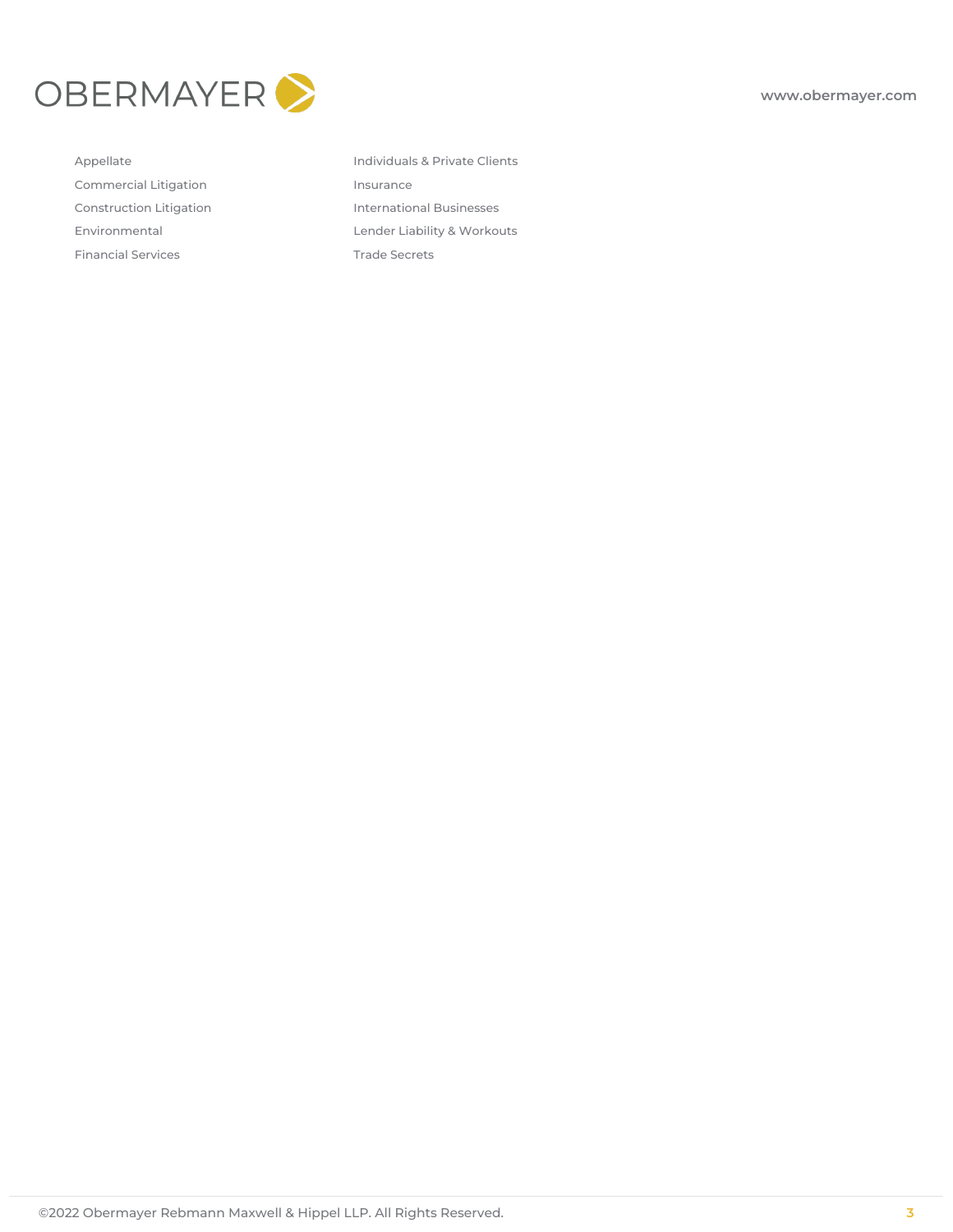- Appellate
- Commercial Litigation
- Construction Litigation
- Environmental
- Financial Services
- Individuals & Private Clients
- Insurance
- International Businesses
- Lender Liability & Workouts
- Trade Secrets